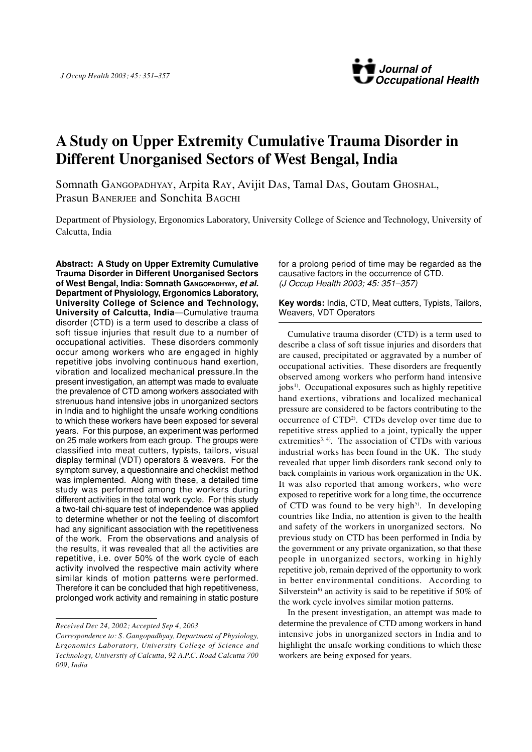# A Study on Upper Extremity Cumulative Trauma Disorder in Different Unorganised Sectors of West Bengal, India

Somnath GANGOPADHYAY, Arpita RAY, Avijit DAS, Tamal DAS, Goutam GHOSHAL, Prasun BANERJEE and Sonchita BAGCHI

Department of Physiology, Ergonomics Laboratory, University College of Science and Technology, University of Calcutta, India

**Abstract: A Study on Upper Extremity Cumulative Trauma Disorder in Different Unorganised Sectors of West Bengal, India: Somnath GANGOPADHYAY, *et al.* Department of Physiology, Ergonomics Laboratory, University College of Science and Technology, University of Calcutta, India**—Cumulative trauma disorder (CTD) is a term used to describe a class of soft tissue injuries that result due to a number of occupational activities. These disorders commonly occur among workers who are engaged in highly repetitive jobs involving continuous hand exertion, vibration and localized mechanical pressure.In the present investigation, an attempt was made to evaluate the prevalence of CTD among workers associated with strenuous hand intensive jobs in unorganized sectors in India and to highlight the unsafe working conditions to which these workers have been exposed for several years. For this purpose, an experiment was performed on 25 male workers from each group. The groups were classified into meat cutters, typists, tailors, visual display terminal (VDT) operators & weavers. For the symptom survey, a questionnaire and checklist method was implemented. Along with these, a detailed time study was performed among the workers during different activities in the total work cycle. For this study a two-tail chi-square test of independence was applied to determine whether or not the feeling of discomfort had any significant association with the repetitiveness of the work. From the observations and analysis of the results, it was revealed that all the activities are repetitive, i.e. over 50% of the work cycle of each activity involved the respective main activity where similar kinds of motion patterns were performed. Therefore it can be concluded that high repetitiveness, prolonged work activity and remaining in static posture for a prolong period of time may be regarded as the causative factors in the occurrence of CTD.
*(J Occup Health 2003; 45: 351–357)*

**Key words:** India, CTD, Meat cutters, Typists, Tailors, Weavers, VDT Operators

*Received Dec 24, 2002; Accepted Sep 4, 2003*

*Correspondence to: S. Gangopadhyay, Department of Physiology, Ergonomics Laboratory, University College of Science and Technology, Universtiy of Calcutta, 92 A.P.C. Road Calcutta 700 009, India*

Cumulative trauma disorder (CTD) is a term used to describe a class of soft tissue injuries and disorders that are caused, precipitated or aggravated by a number of occupational activities. These disorders are frequently observed among workers who perform hand intensive jobs[1]. Occupational exposures such as highly repetitive hand exertions, vibrations and localized mechanical pressure are considered to be factors contributing to the occurrence of CTD[2]. CTDs develop over time due to repetitive stress applied to a joint, typically the upper extremities[3, 4]. The association of CTDs with various industrial works has been found in the UK. The study revealed that upper limb disorders rank second only to back complaints in various work organization in the UK. It was also reported that among workers, who were exposed to repetitive work for a long time, the occurrence of CTD was found to be very high[5]. In developing countries like India, no attention is given to the health and safety of the workers in unorganized sectors. No previous study on CTD has been performed in India by the government or any private organization, so that these people in unorganized sectors, working in highly repetitive job, remain deprived of the opportunity to work in better environmental conditions. According to Silverstein[6] an activity is said to be repetitive if 50% of the work cycle involves similar motion patterns.

In the present investigation, an attempt was made to determine the prevalence of CTD among workers in hand intensive jobs in unorganized sectors in India and to highlight the unsafe working conditions to which these workers are being exposed for years.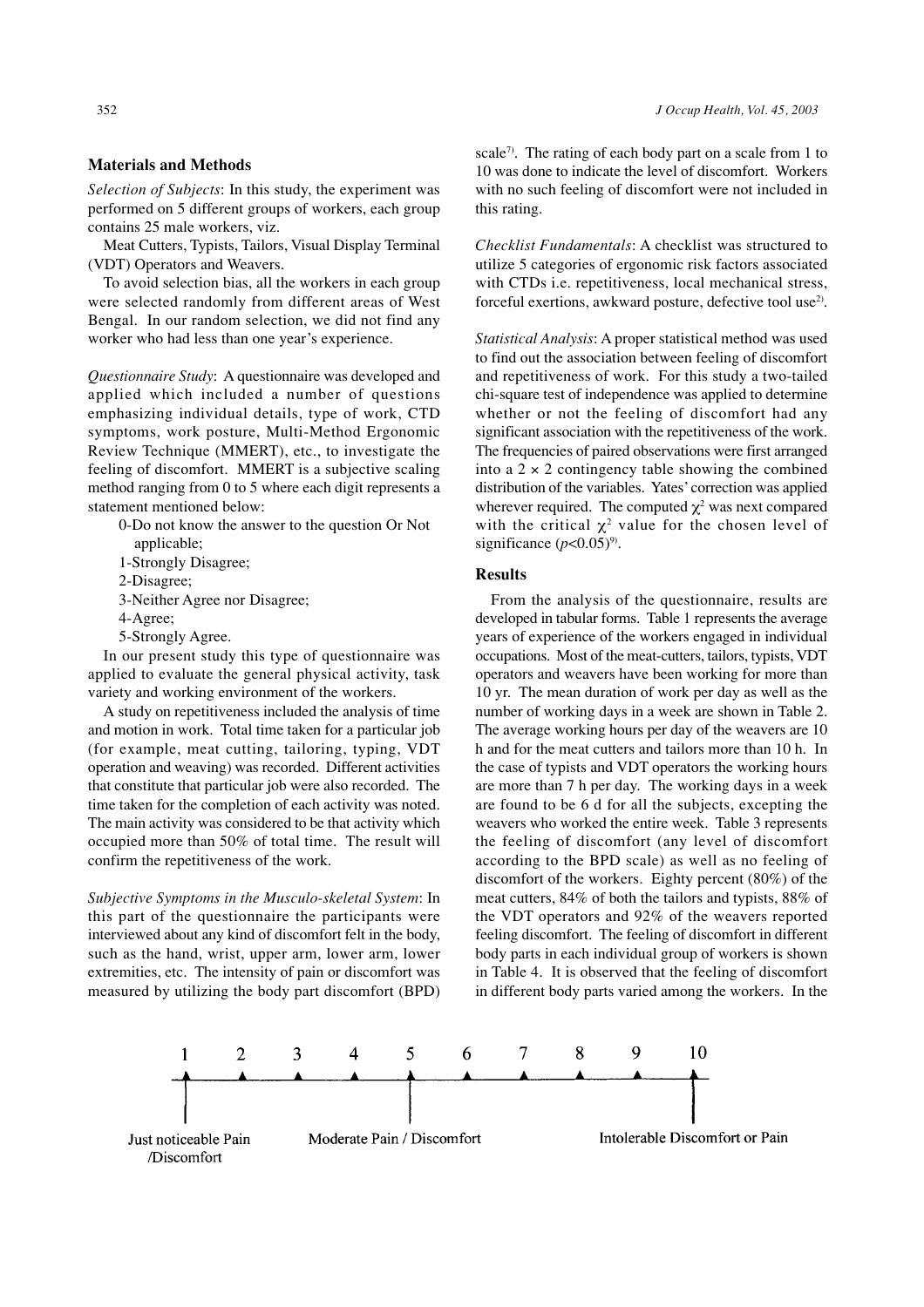## Materials and Methods

*Selection of Subjects*: In this study, the experiment was performed on 5 different groups of workers, each group contains 25 male workers, viz.

Meat Cutters, Typists, Tailors, Visual Display Terminal (VDT) Operators and Weavers.

To avoid selection bias, all the workers in each group were selected randomly from different areas of West Bengal. In our random selection, we did not find any worker who had less than one year's experience.

*Questionnaire Study*: A questionnaire was developed and applied which included a number of questions emphasizing individual details, type of work, CTD symptoms, work posture, Multi-Method Ergonomic Review Technique (MMERT), etc., to investigate the feeling of discomfort. MMERT is a subjective scaling method ranging from 0 to 5 where each digit represents a statement mentioned below:

0-Do not know the answer to the question Or Not applicable;
1-Strongly Disagree;
2-Disagree;
3-Neither Agree nor Disagree;
4-Agree;
5-Strongly Agree.

In our present study this type of questionnaire was applied to evaluate the general physical activity, task variety and working environment of the workers.

A study on repetitiveness included the analysis of time and motion in work. Total time taken for a particular job (for example, meat cutting, tailoring, typing, VDT operation and weaving) was recorded. Different activities that constitute that particular job were also recorded. The time taken for the completion of each activity was noted. The main activity was considered to be that activity which occupied more than 50% of total time. The result will confirm the repetitiveness of the work.

*Subjective Symptoms in the Musculo-skeletal System*: In this part of the questionnaire the participants were interviewed about any kind of discomfort felt in the body, such as the hand, wrist, upper arm, lower arm, lower extremities, etc. The intensity of pain or discomfort was measured by utilizing the body part discomfort (BPD) scale[7]. The rating of each body part on a scale from 1 to 10 was done to indicate the level of discomfort. Workers with no such feeling of discomfort were not included in this rating.

*Checklist Fundamentals*: A checklist was structured to utilize 5 categories of ergonomic risk factors associated with CTDs i.e. repetitiveness, local mechanical stress, forceful exertions, awkward posture, defective tool use[2].

*Statistical Analysis*: A proper statistical method was used to find out the association between feeling of discomfort and repetitiveness of work. For this study a two-tailed chi-square test of independence was applied to determine whether or not the feeling of discomfort had any significant association with the repetitiveness of the work. The frequencies of paired observations were first arranged into a $2 \times 2$ contingency table showing the combined distribution of the variables. Yates' correction was applied wherever required. The computed $\chi^2$ was next compared with the critical $\chi^2$ value for the chosen level of significance ($p<0.05$)[9].

## Results

From the analysis of the questionnaire, results are developed in tabular forms. Table 1 represents the average years of experience of the workers engaged in individual occupations. Most of the meat-cutters, tailors, typists, VDT operators and weavers have been working for more than 10 yr. The mean duration of work per day as well as the number of working days in a week are shown in Table 2. The average working hours per day of the weavers are 10 h and for the meat cutters and tailors more than 10 h. In the case of typists and VDT operators the working hours are more than 7 h per day. The working days in a week are found to be 6 d for all the subjects, excepting the weavers who worked the entire week. Table 3 represents the feeling of discomfort (any level of discomfort according to the BPD scale) as well as no feeling of discomfort of the workers. Eighty percent (80%) of the meat cutters, 84% of both the tailors and typists, 88% of the VDT operators and 92% of the weavers reported feeling discomfort. The feeling of discomfort in different body parts in each individual group of workers is shown in Table 4. It is observed that the feeling of discomfort in different body parts varied among the workers. In the

| 1 | 2 | 3 | 4 | 5 | 6 | 7 | 8 | 9 | 10 |
|---|---|---|---|---|---|---|---|---|---|
| Just noticeable Pain /Discomfort | | | | Moderate Pain / Discomfort | | | | | Intolerable Discomfort or Pain |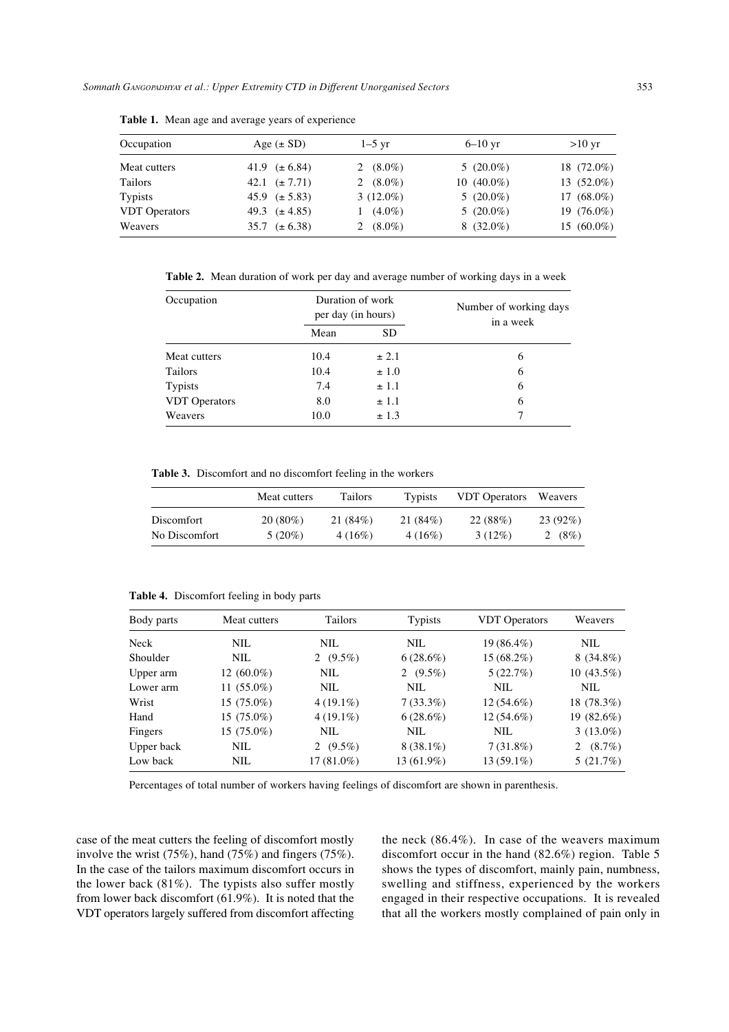**Table 1.** Mean age and average years of experience

| Occupation | Age (± SD) | 1–5 yr | 6–10 yr | >10 yr |
|---|---|---|---|---|
| Meat cutters | 41.9 (± 6.84) | 2 (8.0%) | 5 (20.0%) | 18 (72.0%) |
| Tailors | 42.1 (± 7.71) | 2 (8.0%) | 10 (40.0%) | 13 (52.0%) |
| Typists | 45.9 (± 5.83) | 3 (12.0%) | 5 (20.0%) | 17 (68.0%) |
| VDT Operators | 49.3 (± 4.85) | 1 (4.0%) | 5 (20.0%) | 19 (76.0%) |
| Weavers | 35.7 (± 6.38) | 2 (8.0%) | 8 (32.0%) | 15 (60.0%) |

**Table 2.** Mean duration of work per day and average number of working days in a week

| Occupation | Duration of work per day (in hours) | | Number of working days in a week |
|---|---|---|---|
| | Mean | SD | |
| Meat cutters | 10.4 | ± 2.1 | 6 |
| Tailors | 10.4 | ± 1.0 | 6 |
| Typists | 7.4 | ± 1.1 | 6 |
| VDT Operators | 8.0 | ± 1.1 | 6 |
| Weavers | 10.0 | ± 1.3 | 7 |

**Table 3.** Discomfort and no discomfort feeling in the workers

| | Meat cutters | Tailors | Typists | VDT Operators | Weavers |
|---|---|---|---|---|---|
| Discomfort | 20 (80%) | 21 (84%) | 21 (84%) | 22 (88%) | 23 (92%) |
| No Discomfort | 5 (20%) | 4 (16%) | 4 (16%) | 3 (12%) | 2 (8%) |

**Table 4.** Discomfort feeling in body parts

| Body parts | Meat cutters | Tailors | Typists | VDT Operators | Weavers |
|---|---|---|---|---|---|
| Neck | NIL | NIL | NIL | 19 (86.4%) | NIL |
| Shoulder | NIL | 2 (9.5%) | 6 (28.6%) | 15 (68.2%) | 8 (34.8%) |
| Upper arm | 12 (60.0%) | NIL | 2 (9.5%) | 5 (22.7%) | 10 (43.5%) |
| Lower arm | 11 (55.0%) | NIL | NIL | NIL | NIL |
| Wrist | 15 (75.0%) | 4 (19.1%) | 7 (33.3%) | 12 (54.6%) | 18 (78.3%) |
| Hand | 15 (75.0%) | 4 (19.1%) | 6 (28.6%) | 12 (54.6%) | 19 (82.6%) |
| Fingers | 15 (75.0%) | NIL | NIL | NIL | 3 (13.0%) |
| Upper back | NIL | 2 (9.5%) | 8 (38.1%) | 7 (31.8%) | 2 (8.7%) |
| Low back | NIL | 17 (81.0%) | 13 (61.9%) | 13 (59.1%) | 5 (21.7%) |

Percentages of total number of workers having feelings of discomfort are shown in parenthesis.

case of the meat cutters the feeling of discomfort mostly involve the wrist (75%), hand (75%) and fingers (75%). In the case of the tailors maximum discomfort occurs in the lower back (81%). The typists also suffer mostly from lower back discomfort (61.9%). It is noted that the VDT operators largely suffered from discomfort affecting the neck (86.4%). In case of the weavers maximum discomfort occur in the hand (82.6%) region. Table 5 shows the types of discomfort, mainly pain, numbness, swelling and stiffness, experienced by the workers engaged in their respective occupations. It is revealed that all the workers mostly complained of pain only in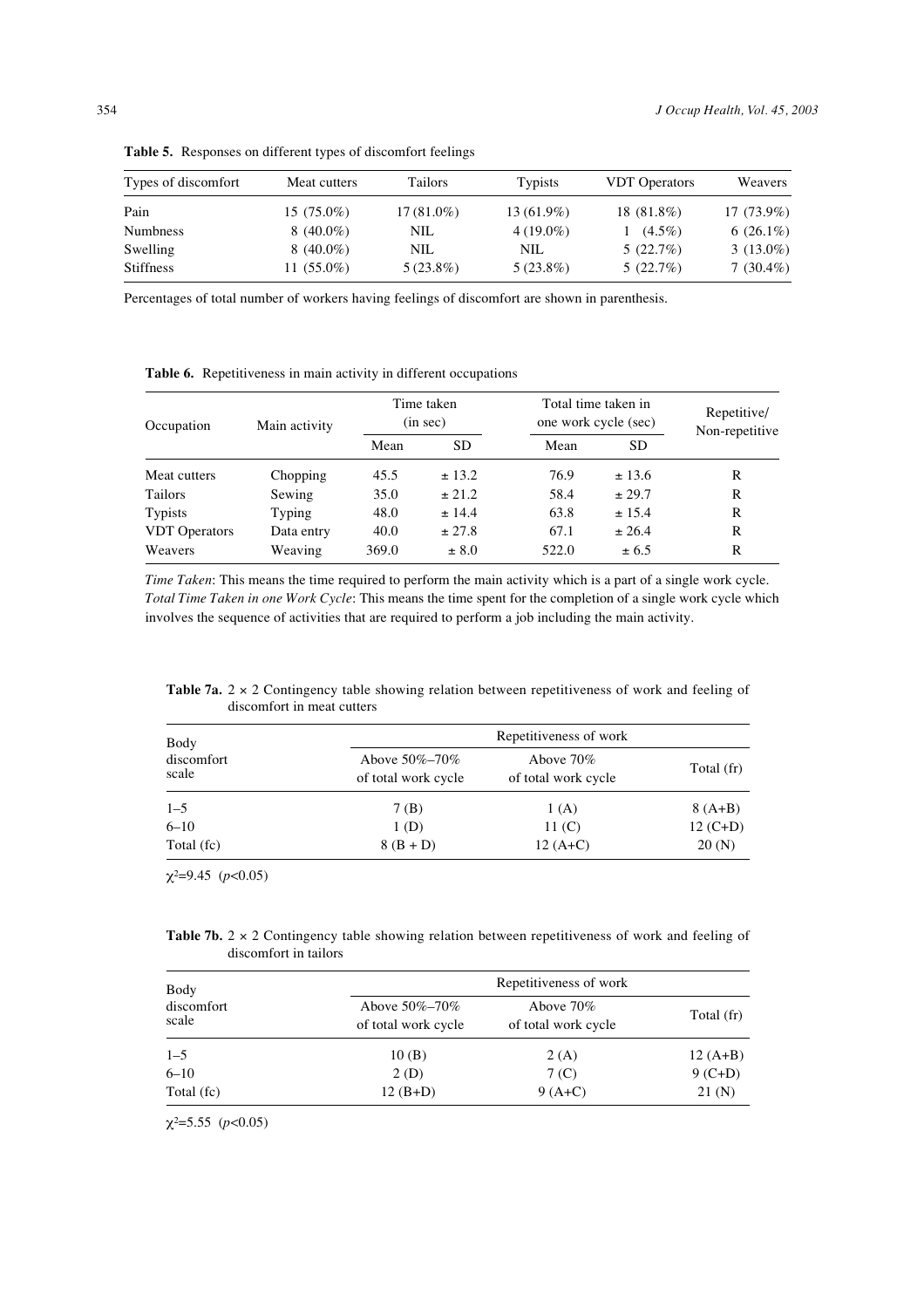**Table 5.** Responses on different types of discomfort feelings

| Types of discomfort | Meat cutters | Tailors | Typists | VDT Operators | Weavers |
|---|---|---|---|---|---|
| Pain | 15 (75.0%) | 17 (81.0%) | 13 (61.9%) | 18 (81.8%) | 17 (73.9%) |
| Numbness | 8 (40.0%) | NIL | 4 (19.0%) | 1 (4.5%) | 6 (26.1%) |
| Swelling | 8 (40.0%) | NIL | NIL | 5 (22.7%) | 3 (13.0%) |
| Stiffness | 11 (55.0%) | 5 (23.8%) | 5 (23.8%) | 5 (22.7%) | 7 (30.4%) |

Percentages of total number of workers having feelings of discomfort are shown in parenthesis.

**Table 6.** Repetitiveness in main activity in different occupations

| Occupation | Main activity | Time taken (in sec) | | Total time taken in one work cycle (sec) | | Repetitive/ Non-repetitive |
|---|---|---|---|---|---|---|
| | | Mean | SD | Mean | SD | |
| Meat cutters | Chopping | 45.5 | ± 13.2 | 76.9 | ± 13.6 | R |
| Tailors | Sewing | 35.0 | ± 21.2 | 58.4 | ± 29.7 | R |
| Typists | Typing | 48.0 | ± 14.4 | 63.8 | ± 15.4 | R |
| VDT Operators | Data entry | 40.0 | ± 27.8 | 67.1 | ± 26.4 | R |
| Weavers | Weaving | 369.0 | ± 8.0 | 522.0 | ± 6.5 | R |

*Time Taken*: This means the time required to perform the main activity which is a part of a single work cycle.
*Total Time Taken in one Work Cycle*: This means the time spent for the completion of a single work cycle which involves the sequence of activities that are required to perform a job including the main activity.

**Table 7a.** 2 × 2 Contingency table showing relation between repetitiveness of work and feeling of discomfort in meat cutters

| Body discomfort scale | Repetitiveness of work | | |
|---|---|---|---|
| | Above 50%–70% of total work cycle | Above 70% of total work cycle | Total (fr) |
| 1–5 | 7 (B) | 1 (A) | 8 (A+B) |
| 6–10 | 1 (D) | 11 (C) | 12 (C+D) |
| Total (fc) | 8 (B + D) | 12 (A+C) | 20 (N) |

$\chi^2$=9.45 ($p$<0.05)

**Table 7b.** 2 × 2 Contingency table showing relation between repetitiveness of work and feeling of discomfort in tailors

| Body discomfort scale | Repetitiveness of work | | |
|---|---|---|---|
| | Above 50%–70% of total work cycle | Above 70% of total work cycle | Total (fr) |
| 1–5 | 10 (B) | 2 (A) | 12 (A+B) |
| 6–10 | 2 (D) | 7 (C) | 9 (C+D) |
| Total (fc) | 12 (B+D) | 9 (A+C) | 21 (N) |

$\chi^2$=5.55 ($p$<0.05)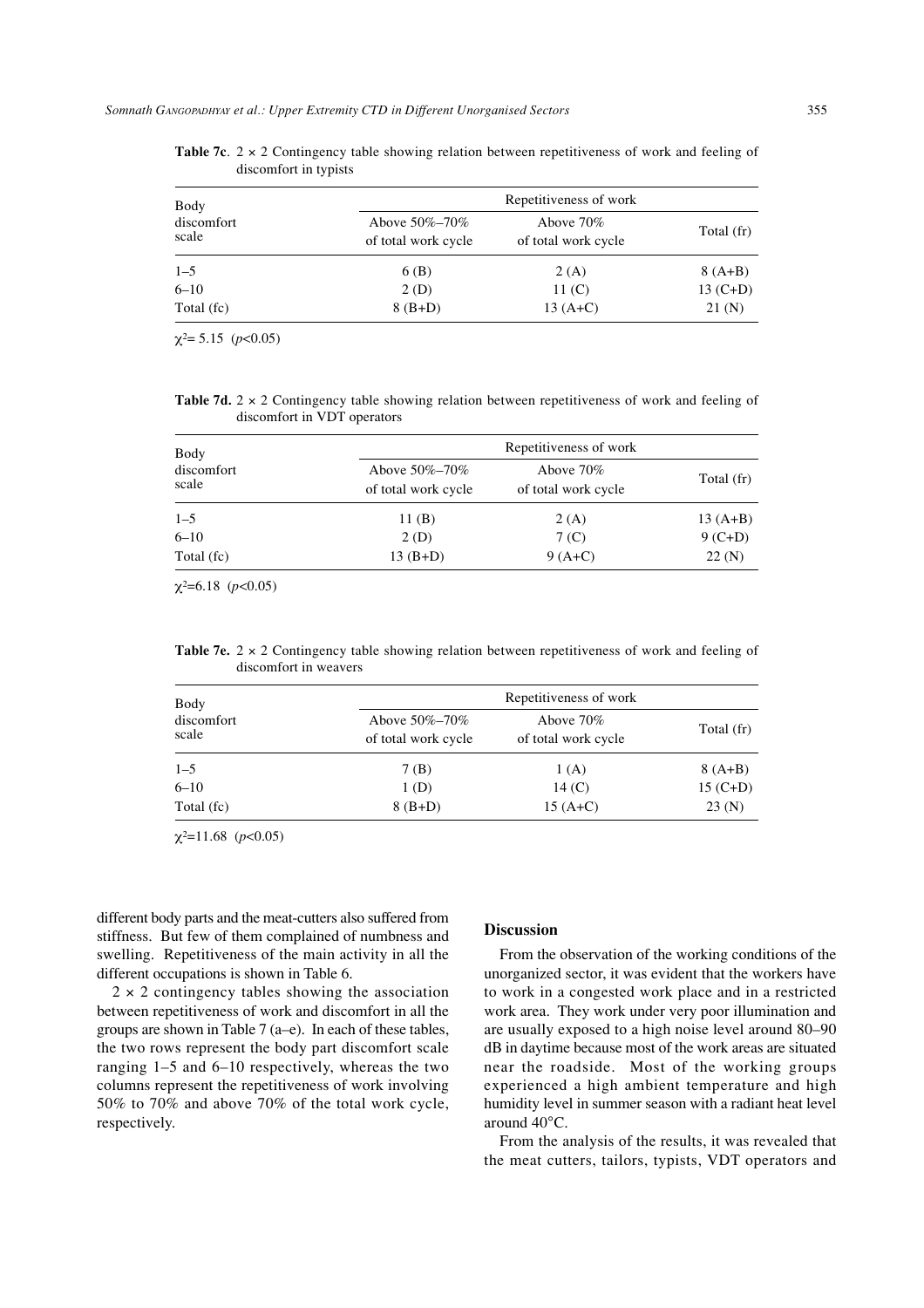**Table 7c**. 2 × 2 Contingency table showing relation between repetitiveness of work and feeling of discomfort in typists

| Body discomfort scale | Repetitiveness of work | | |
|---|---|---|---|
| | Above 50%–70% of total work cycle | Above 70% of total work cycle | Total (fr) |
| 1–5 | 6 (B) | 2 (A) | 8 (A+B) |
| 6–10 | 2 (D) | 11 (C) | 13 (C+D) |
| Total (fc) | 8 (B+D) | 13 (A+C) | 21 (N) |

$\chi^2 = 5.15$ ($p<0.05$)

**Table 7d.** 2 × 2 Contingency table showing relation between repetitiveness of work and feeling of discomfort in VDT operators

| Body discomfort scale | Repetitiveness of work | | |
|---|---|---|---|
| | Above 50%–70% of total work cycle | Above 70% of total work cycle | Total (fr) |
| 1–5 | 11 (B) | 2 (A) | 13 (A+B) |
| 6–10 | 2 (D) | 7 (C) | 9 (C+D) |
| Total (fc) | 13 (B+D) | 9 (A+C) | 22 (N) |

$\chi^2=6.18$ ($p<0.05$)

**Table 7e.** 2 × 2 Contingency table showing relation between repetitiveness of work and feeling of discomfort in weavers

| Body discomfort scale | Repetitiveness of work | | |
|---|---|---|---|
| | Above 50%–70% of total work cycle | Above 70% of total work cycle | Total (fr) |
| 1–5 | 7 (B) | 1 (A) | 8 (A+B) |
| 6–10 | 1 (D) | 14 (C) | 15 (C+D) |
| Total (fc) | 8 (B+D) | 15 (A+C) | 23 (N) |

$\chi^2=11.68$ ($p<0.05$)

different body parts and the meat-cutters also suffered from stiffness. But few of them complained of numbness and swelling. Repetitiveness of the main activity in all the different occupations is shown in Table 6.

2 × 2 contingency tables showing the association between repetitiveness of work and discomfort in all the groups are shown in Table 7 (a–e). In each of these tables, the two rows represent the body part discomfort scale ranging 1–5 and 6–10 respectively, whereas the two columns represent the repetitiveness of work involving 50% to 70% and above 70% of the total work cycle, respectively.

## Discussion

From the observation of the working conditions of the unorganized sector, it was evident that the workers have to work in a congested work place and in a restricted work area. They work under very poor illumination and are usually exposed to a high noise level around 80–90 dB in daytime because most of the work areas are situated near the roadside. Most of the working groups experienced a high ambient temperature and high humidity level in summer season with a radiant heat level around 40°C.

From the analysis of the results, it was revealed that the meat cutters, tailors, typists, VDT operators and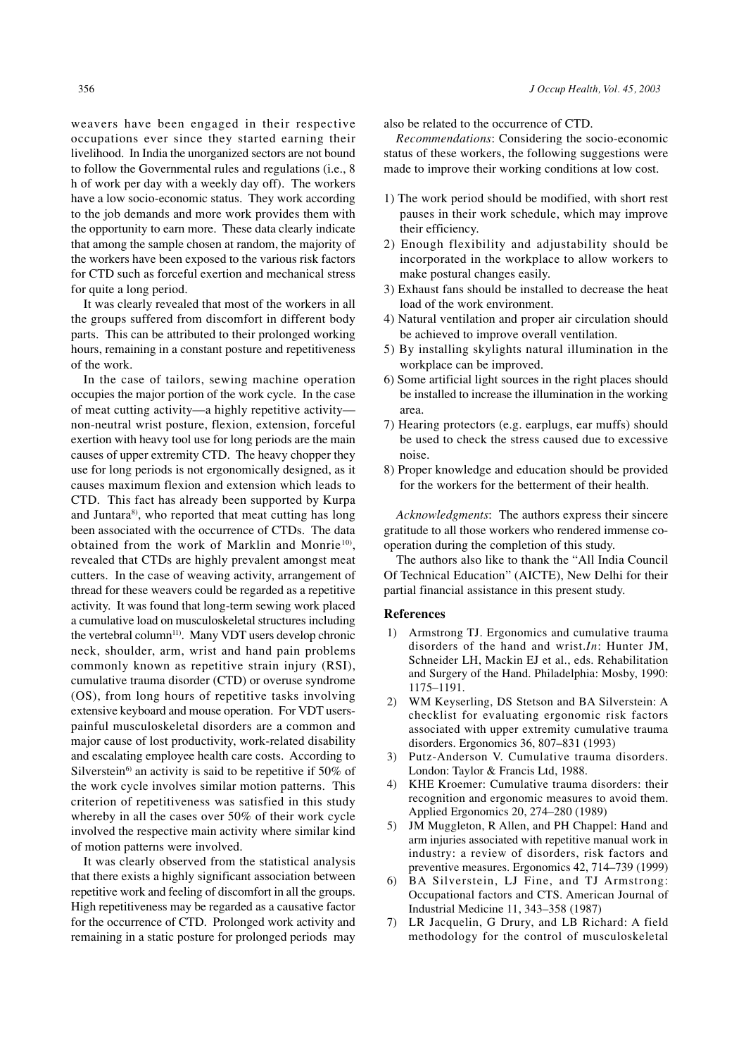weavers have been engaged in their respective occupations ever since they started earning their livelihood. In India the unorganized sectors are not bound to follow the Governmental rules and regulations (i.e., 8 h of work per day with a weekly day off). The workers have a low socio-economic status. They work according to the job demands and more work provides them with the opportunity to earn more. These data clearly indicate that among the sample chosen at random, the majority of the workers have been exposed to the various risk factors for CTD such as forceful exertion and mechanical stress for quite a long period.

It was clearly revealed that most of the workers in all the groups suffered from discomfort in different body parts. This can be attributed to their prolonged working hours, remaining in a constant posture and repetitiveness of the work.

In the case of tailors, sewing machine operation occupies the major portion of the work cycle. In the case of meat cutting activity—a highly repetitive activity—non-neutral wrist posture, flexion, extension, forceful exertion with heavy tool use for long periods are the main causes of upper extremity CTD. The heavy chopper they use for long periods is not ergonomically designed, as it causes maximum flexion and extension which leads to CTD. This fact has already been supported by Kurpa and Juntara[8], who reported that meat cutting has long been associated with the occurrence of CTDs. The data obtained from the work of Marklin and Monrie[10], revealed that CTDs are highly prevalent amongst meat cutters. In the case of weaving activity, arrangement of thread for these weavers could be regarded as a repetitive activity. It was found that long-term sewing work placed a cumulative load on musculoskeletal structures including the vertebral column[11]. Many VDT users develop chronic neck, shoulder, arm, wrist and hand pain problems commonly known as repetitive strain injury (RSI), cumulative trauma disorder (CTD) or overuse syndrome (OS), from long hours of repetitive tasks involving extensive keyboard and mouse operation. For VDT users-painful musculoskeletal disorders are a common and major cause of lost productivity, work-related disability and escalating employee health care costs. According to Silverstein[6] an activity is said to be repetitive if 50% of the work cycle involves similar motion patterns. This criterion of repetitiveness was satisfied in this study whereby in all the cases over 50% of their work cycle involved the respective main activity where similar kind of motion patterns were involved.

It was clearly observed from the statistical analysis that there exists a highly significant association between repetitive work and feeling of discomfort in all the groups. High repetitiveness may be regarded as a causative factor for the occurrence of CTD. Prolonged work activity and remaining in a static posture for prolonged periods may also be related to the occurrence of CTD.

*Recommendations*: Considering the socio-economic status of these workers, the following suggestions were made to improve their working conditions at low cost.

1) The work period should be modified, with short rest pauses in their work schedule, which may improve their efficiency.
2) Enough flexibility and adjustability should be incorporated in the workplace to allow workers to make postural changes easily.
3) Exhaust fans should be installed to decrease the heat load of the work environment.
4) Natural ventilation and proper air circulation should be achieved to improve overall ventilation.
5) By installing skylights natural illumination in the workplace can be improved.
6) Some artificial light sources in the right places should be installed to increase the illumination in the working area.
7) Hearing protectors (e.g. earplugs, ear muffs) should be used to check the stress caused due to excessive noise.
8) Proper knowledge and education should be provided for the workers for the betterment of their health.

*Acknowledgments*: The authors express their sincere gratitude to all those workers who rendered immense co-operation during the completion of this study.

The authors also like to thank the "All India Council Of Technical Education" (AICTE), New Delhi for their partial financial assistance in this present study.

## References

1) Armstrong TJ. Ergonomics and cumulative trauma disorders of the hand and wrist. *In*: Hunter JM, Schneider LH, Mackin EJ et al., eds. Rehabilitation and Surgery of the Hand. Philadelphia: Mosby, 1990: 1175–1191.
2) WM Keyserling, DS Stetson and BA Silverstein: A checklist for evaluating ergonomic risk factors associated with upper extremity cumulative trauma disorders. Ergonomics 36, 807–831 (1993)
3) Putz-Anderson V. Cumulative trauma disorders. London: Taylor & Francis Ltd, 1988.
4) KHE Kroemer: Cumulative trauma disorders: their recognition and ergonomic measures to avoid them. Applied Ergonomics 20, 274–280 (1989)
5) JM Muggleton, R Allen, and PH Chappel: Hand and arm injuries associated with repetitive manual work in industry: a review of disorders, risk factors and preventive measures. Ergonomics 42, 714–739 (1999)
6) BA Silverstein, LJ Fine, and TJ Armstrong: Occupational factors and CTS. American Journal of Industrial Medicine 11, 343–358 (1987)
7) LR Jacquelin, G Drury, and LB Richard: A field methodology for the control of musculoskeletal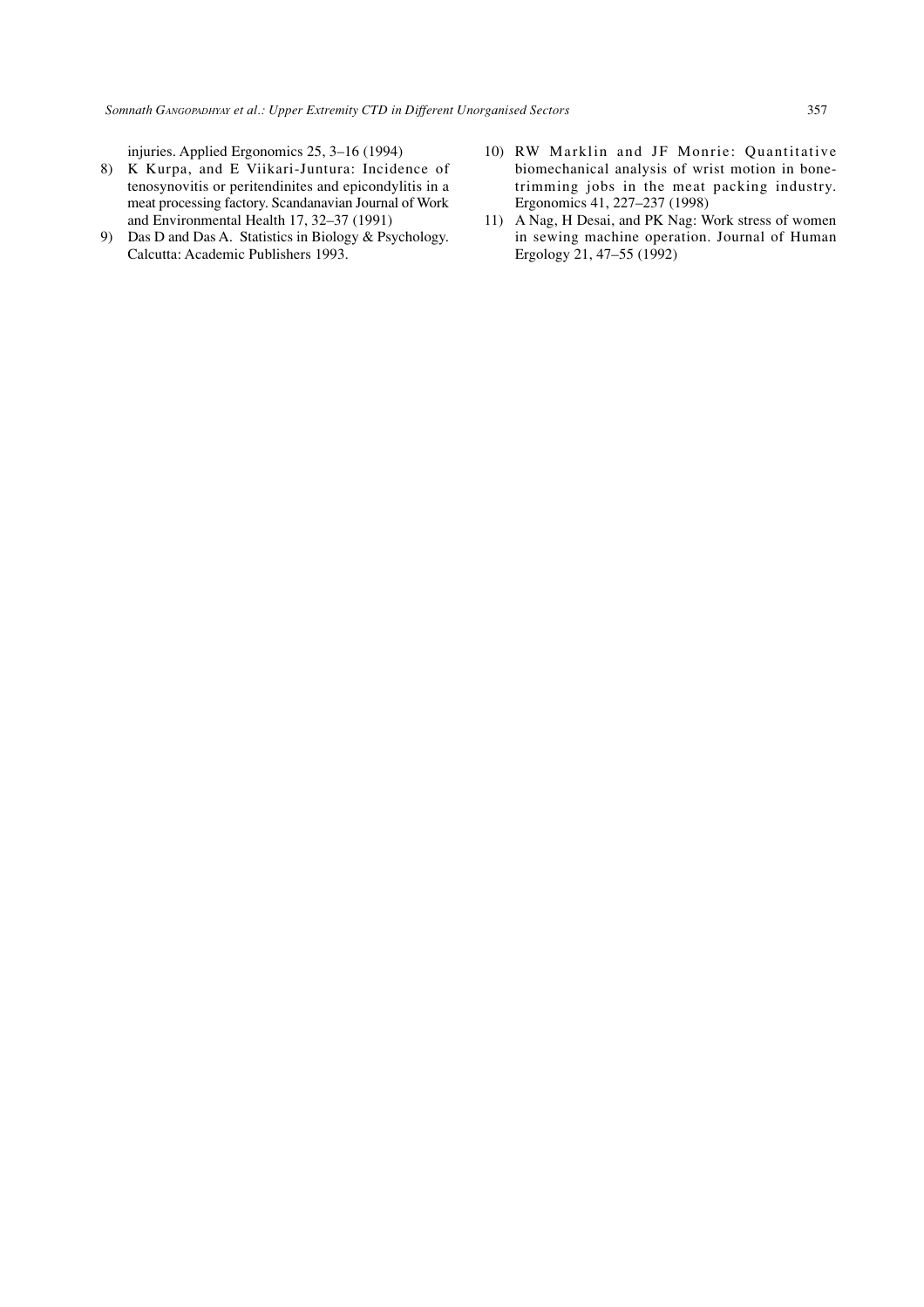injuries. Applied Ergonomics 25, 3–16 (1994)

8) K Kurpa, and E Viikari-Juntura: Incidence of tenosynovitis or peritendinites and epicondylitis in a meat processing factory. Scandanavian Journal of Work and Environmental Health 17, 32–37 (1991)
9) Das D and Das A. Statistics in Biology & Psychology. Calcutta: Academic Publishers 1993.
10) RW Marklin and JF Monrie: Quantitative biomechanical analysis of wrist motion in bone-trimming jobs in the meat packing industry. Ergonomics 41, 227–237 (1998)
11) A Nag, H Desai, and PK Nag: Work stress of women in sewing machine operation. Journal of Human Ergology 21, 47–55 (1992)